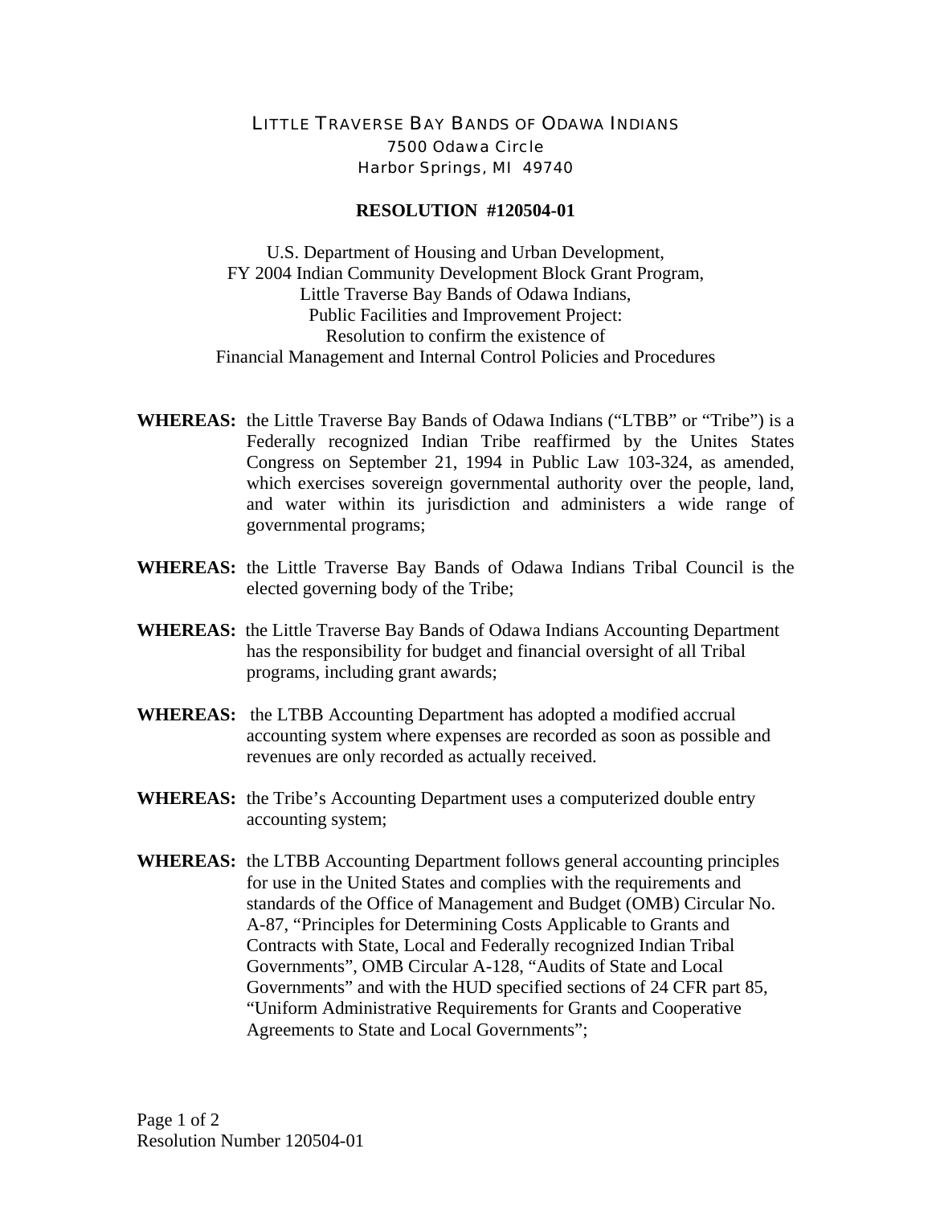LITTLE TRAVERSE BAY BANDS OF ODAWA INDIANS
7500 Odawa Circle
Harbor Springs, MI 49740

## RESOLUTION #120504-01

U.S. Department of Housing and Urban Development,
FY 2004 Indian Community Development Block Grant Program,
Little Traverse Bay Bands of Odawa Indians,
Public Facilities and Improvement Project:
Resolution to confirm the existence of
Financial Management and Internal Control Policies and Procedures

**WHEREAS:** the Little Traverse Bay Bands of Odawa Indians ("LTBB" or "Tribe") is a Federally recognized Indian Tribe reaffirmed by the Unites States Congress on September 21, 1994 in Public Law 103-324, as amended, which exercises sovereign governmental authority over the people, land, and water within its jurisdiction and administers a wide range of governmental programs;

**WHEREAS:** the Little Traverse Bay Bands of Odawa Indians Tribal Council is the elected governing body of the Tribe;

**WHEREAS:** the Little Traverse Bay Bands of Odawa Indians Accounting Department has the responsibility for budget and financial oversight of all Tribal programs, including grant awards;

**WHEREAS:** the LTBB Accounting Department has adopted a modified accrual accounting system where expenses are recorded as soon as possible and revenues are only recorded as actually received.

**WHEREAS:** the Tribe's Accounting Department uses a computerized double entry accounting system;

**WHEREAS:** the LTBB Accounting Department follows general accounting principles for use in the United States and complies with the requirements and standards of the Office of Management and Budget (OMB) Circular No. A-87, "Principles for Determining Costs Applicable to Grants and Contracts with State, Local and Federally recognized Indian Tribal Governments", OMB Circular A-128, "Audits of State and Local Governments" and with the HUD specified sections of 24 CFR part 85, "Uniform Administrative Requirements for Grants and Cooperative Agreements to State and Local Governments";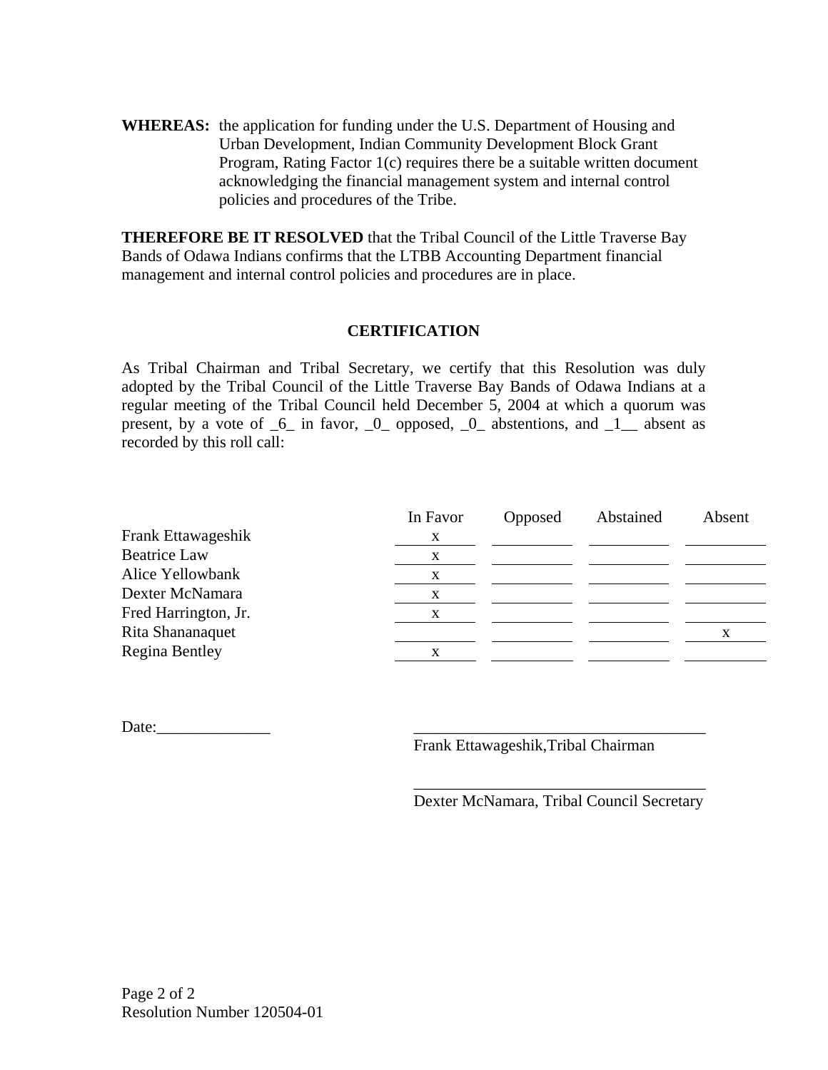**WHEREAS:** the application for funding under the U.S. Department of Housing and Urban Development, Indian Community Development Block Grant Program, Rating Factor 1(c) requires there be a suitable written document acknowledging the financial management system and internal control policies and procedures of the Tribe.

**THEREFORE BE IT RESOLVED** that the Tribal Council of the Little Traverse Bay Bands of Odawa Indians confirms that the LTBB Accounting Department financial management and internal control policies and procedures are in place.

**CERTIFICATION**

As Tribal Chairman and Tribal Secretary, we certify that this Resolution was duly adopted by the Tribal Council of the Little Traverse Bay Bands of Odawa Indians at a regular meeting of the Tribal Council held December 5, 2004 at which a quorum was present, by a vote of _6_ in favor, _0_ opposed, _0_ abstentions, and _1__ absent as recorded by this roll call:

| | In Favor | Opposed | Abstained | Absent |
|---|---|---|---|---|
| Frank Ettawageshik | x | | | |
| Beatrice Law | x | | | |
| Alice Yellowbank | x | | | |
| Dexter McNamara | x | | | |
| Fred Harrington, Jr. | x | | | |
| Rita Shananaquet | | | | x |
| Regina Bentley | x | | | |

Date:______________

_____________________________________
Frank Ettawageshik,Tribal Chairman

_____________________________________
Dexter McNamara, Tribal Council Secretary

Resolution Number 120504-01